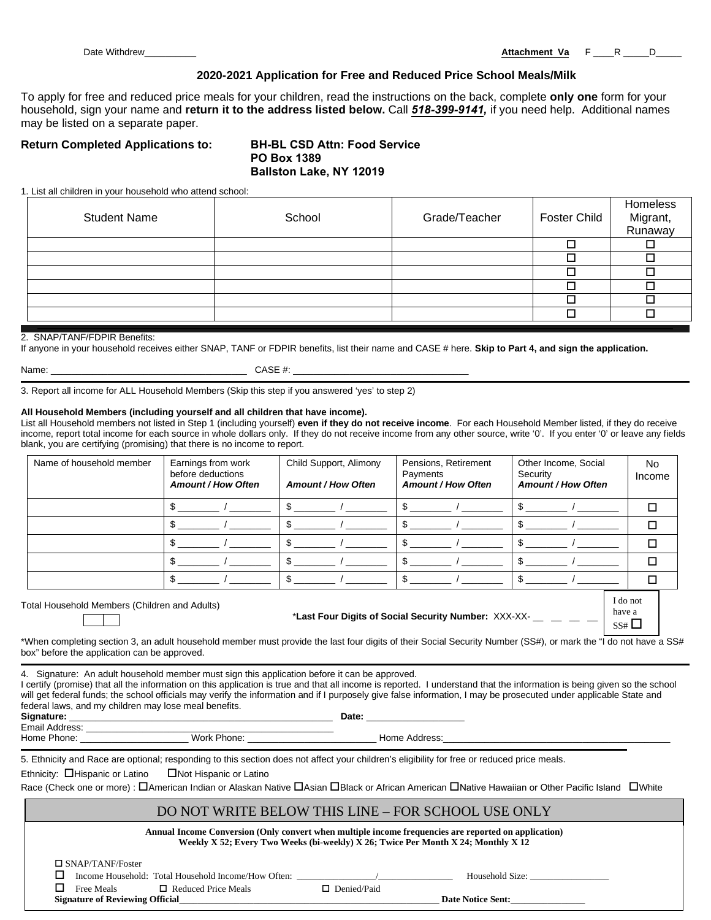Date Withdrew__________ **Attachment Va** F ____R _____D_____

### 2020-2021 Application for Free and Reduced Price School Meals/Milk

To apply for free and reduced price meals for your children, read the instructions on the back, complete **only one** form for your household, sign your name and **return it to the address listed below.** Call ***518-399-9141,*** if you need help. Additional names may be listed on a separate paper.

**Return Completed Applications to:** **BH-BL CSD Attn: Food Service**
**PO Box 1389**
**Ballston Lake, NY 12019**

1. List all children in your household who attend school:

| Student Name | School | Grade/Teacher | Foster Child | Homeless Migrant, Runaway |
|---|---|---|---|---|
| | | | ☐ | ☐ |
| | | | ☐ | ☐ |
| | | | ☐ | ☐ |
| | | | ☐ | ☐ |
| | | | ☐ | ☐ |
| | | | ☐ | ☐ |

2. SNAP/TANF/FDPIR Benefits:
If anyone in your household receives either SNAP, TANF or FDPIR benefits, list their name and CASE # here. **Skip to Part 4, and sign the application.**

Name: ____________________________________ CASE #: _________________________________

3. Report all income for ALL Household Members (Skip this step if you answered 'yes' to step 2)

**All Household Members (including yourself and all children that have income).**
List all Household members not listed in Step 1 (including yourself) **even if they do not receive income**. For each Household Member listed, if they do receive income, report total income for each source in whole dollars only. If they do not receive income from any other source, write '0'. If you enter '0' or leave any fields blank, you are certifying (promising) that there is no income to report.

| Name of household member | Earnings from work before deductions ***Amount / How Often*** | Child Support, Alimony ***Amount / How Often*** | Pensions, Retirement Payments ***Amount / How Often*** | Other Income, Social Security ***Amount / How Often*** | No Income |
|---|---|---|---|---|---|
| | $ ________ / ________ | $ ________ / ________ | $ ________ / ________ | $ ________ / ________ | ☐ |
| | $ ________ / ________ | $ ________ / ________ | $ ________ / ________ | $ ________ / ________ | ☐ |
| | $ ________ / ________ | $ ________ / ________ | $ ________ / ________ | $ ________ / ________ | ☐ |
| | $ ________ / ________ | $ ________ / ________ | $ ________ / ________ | $ ________ / ________ | ☐ |
| | $ ________ / ________ | $ ________ / ________ | $ ________ / ________ | $ ________ / ________ | ☐ |

Total Household Members (Children and Adults) ☐☐

\***Last Four Digits of Social Security Number:** XXX-XX- __ __ __ __ I do not have a SS# ☐

\*When completing section 3, an adult household member must provide the last four digits of their Social Security Number (SS#), or mark the "I do not have a SS# box" before the application can be approved.

4. Signature: An adult household member must sign this application before it can be approved.
I certify (promise) that all the information on this application is true and that all income is reported. I understand that the information is being given so the school will get federal funds; the school officials may verify the information and if I purposely give false information, I may be prosecuted under applicable State and federal laws, and my children may lose meal benefits.

**Signature:** ___________________________________________________ **Date:** ___________________
Email Address: _______________________________________________
Home Phone: _____________________ Work Phone: _________________________ Home Address:_____________________________________________

5. Ethnicity and Race are optional; responding to this section does not affect your children's eligibility for free or reduced price meals.

Ethnicity: ☐Hispanic or Latino ☐Not Hispanic or Latino

Race (Check one or more) : ☐American Indian or Alaskan Native ☐Asian ☐Black or African American ☐Native Hawaiian or Other Pacific Island ☐White

DO NOT WRITE BELOW THIS LINE – FOR SCHOOL USE ONLY

**Annual Income Conversion (Only convert when multiple income frequencies are reported on application)**
**Weekly X 52; Every Two Weeks (bi-weekly) X 26; Twice Per Month X 24; Monthly X 12**

☐ SNAP/TANF/Foster
☐ Income Household: Total Household Income/How Often: _________________/________________ Household Size: _________________
☐ Free Meals ☐ Reduced Price Meals ☐ Denied/Paid
**Signature of Reviewing Official**_______________________________________________________ **Date Notice Sent:**________________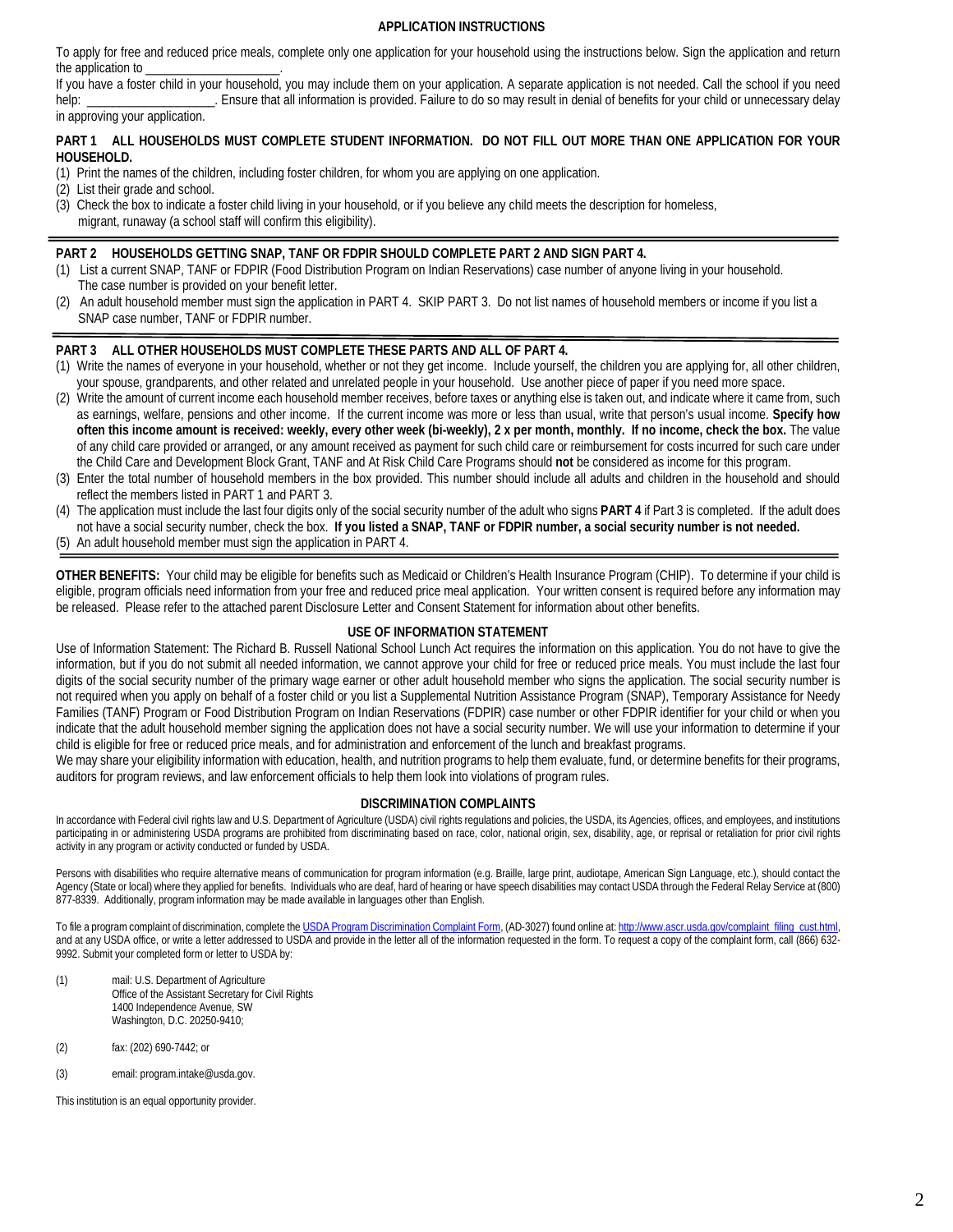## APPLICATION INSTRUCTIONS

To apply for free and reduced price meals, complete only one application for your household using the instructions below. Sign the application and return the application to ____________________.

If you have a foster child in your household, you may include them on your application. A separate application is not needed. Call the school if you need help: ____________________. Ensure that all information is provided. Failure to do so may result in denial of benefits for your child or unnecessary delay in approving your application.

**PART 1 ALL HOUSEHOLDS MUST COMPLETE STUDENT INFORMATION. DO NOT FILL OUT MORE THAN ONE APPLICATION FOR YOUR HOUSEHOLD.**

(1) Print the names of the children, including foster children, for whom you are applying on one application.
(2) List their grade and school.
(3) Check the box to indicate a foster child living in your household, or if you believe any child meets the description for homeless, migrant, runaway (a school staff will confirm this eligibility).

**PART 2 HOUSEHOLDS GETTING SNAP, TANF OR FDPIR SHOULD COMPLETE PART 2 AND SIGN PART 4.**

(1) List a current SNAP, TANF or FDPIR (Food Distribution Program on Indian Reservations) case number of anyone living in your household. The case number is provided on your benefit letter.
(2) An adult household member must sign the application in PART 4. SKIP PART 3. Do not list names of household members or income if you list a SNAP case number, TANF or FDPIR number.

**PART 3 ALL OTHER HOUSEHOLDS MUST COMPLETE THESE PARTS AND ALL OF PART 4.**

(1) Write the names of everyone in your household, whether or not they get income. Include yourself, the children you are applying for, all other children, your spouse, grandparents, and other related and unrelated people in your household. Use another piece of paper if you need more space.
(2) Write the amount of current income each household member receives, before taxes or anything else is taken out, and indicate where it came from, such as earnings, welfare, pensions and other income. If the current income was more or less than usual, write that person's usual income. **Specify how often this income amount is received: weekly, every other week (bi-weekly), 2 x per month, monthly. If no income, check the box.** The value of any child care provided or arranged, or any amount received as payment for such child care or reimbursement for costs incurred for such care under the Child Care and Development Block Grant, TANF and At Risk Child Care Programs should **not** be considered as income for this program.
(3) Enter the total number of household members in the box provided. This number should include all adults and children in the household and should reflect the members listed in PART 1 and PART 3.
(4) The application must include the last four digits only of the social security number of the adult who signs **PART 4** if Part 3 is completed. If the adult does not have a social security number, check the box. **If you listed a SNAP, TANF or FDPIR number, a social security number is not needed.**
(5) An adult household member must sign the application in PART 4.

**OTHER BENEFITS:** Your child may be eligible for benefits such as Medicaid or Children's Health Insurance Program (CHIP). To determine if your child is eligible, program officials need information from your free and reduced price meal application. Your written consent is required before any information may be released. Please refer to the attached parent Disclosure Letter and Consent Statement for information about other benefits.

### USE OF INFORMATION STATEMENT

Use of Information Statement: The Richard B. Russell National School Lunch Act requires the information on this application. You do not have to give the information, but if you do not submit all needed information, we cannot approve your child for free or reduced price meals. You must include the last four digits of the social security number of the primary wage earner or other adult household member who signs the application. The social security number is not required when you apply on behalf of a foster child or you list a Supplemental Nutrition Assistance Program (SNAP), Temporary Assistance for Needy Families (TANF) Program or Food Distribution Program on Indian Reservations (FDPIR) case number or other FDPIR identifier for your child or when you indicate that the adult household member signing the application does not have a social security number. We will use your information to determine if your child is eligible for free or reduced price meals, and for administration and enforcement of the lunch and breakfast programs.

We may share your eligibility information with education, health, and nutrition programs to help them evaluate, fund, or determine benefits for their programs, auditors for program reviews, and law enforcement officials to help them look into violations of program rules.

### DISCRIMINATION COMPLAINTS

In accordance with Federal civil rights law and U.S. Department of Agriculture (USDA) civil rights regulations and policies, the USDA, its Agencies, offices, and employees, and institutions participating in or administering USDA programs are prohibited from discriminating based on race, color, national origin, sex, disability, age, or reprisal or retaliation for prior civil rights activity in any program or activity conducted or funded by USDA.

Persons with disabilities who require alternative means of communication for program information (e.g. Braille, large print, audiotape, American Sign Language, etc.), should contact the Agency (State or local) where they applied for benefits. Individuals who are deaf, hard of hearing or have speech disabilities may contact USDA through the Federal Relay Service at (800) 877-8339. Additionally, program information may be made available in languages other than English.

To file a program complaint of discrimination, complete the USDA Program Discrimination Complaint Form, (AD-3027) found online at: http://www.ascr.usda.gov/complaint_filing_cust.html, and at any USDA office, or write a letter addressed to USDA and provide in the letter all of the information requested in the form. To request a copy of the complaint form, call (866) 632-9992. Submit your completed form or letter to USDA by:

(1) mail: U.S. Department of Agriculture
Office of the Assistant Secretary for Civil Rights
1400 Independence Avenue, SW
Washington, D.C. 20250-9410;

(2) fax: (202) 690-7442; or

(3) email: program.intake@usda.gov.

This institution is an equal opportunity provider.